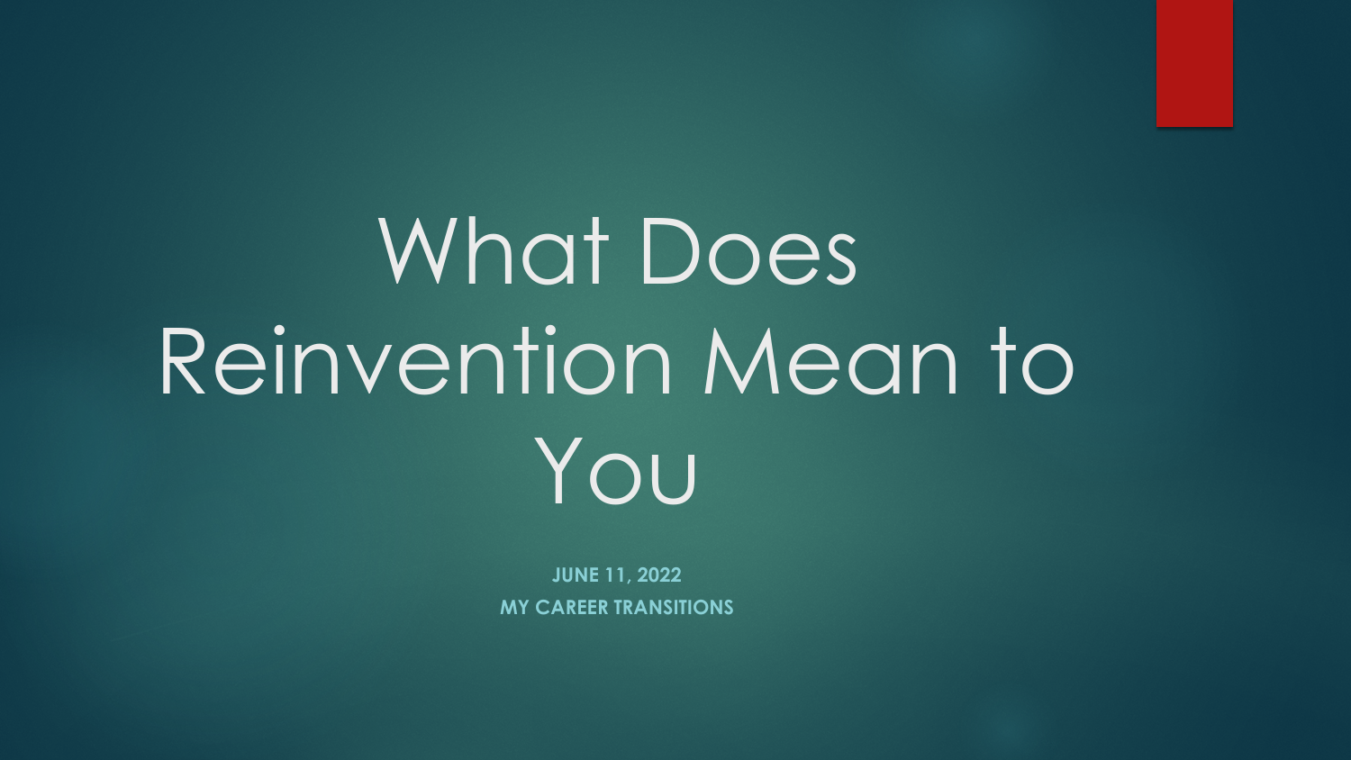# What Does Reinvention Mean to You

**JUNE 11, 2022**

**MY CAREER TRANSITIONS**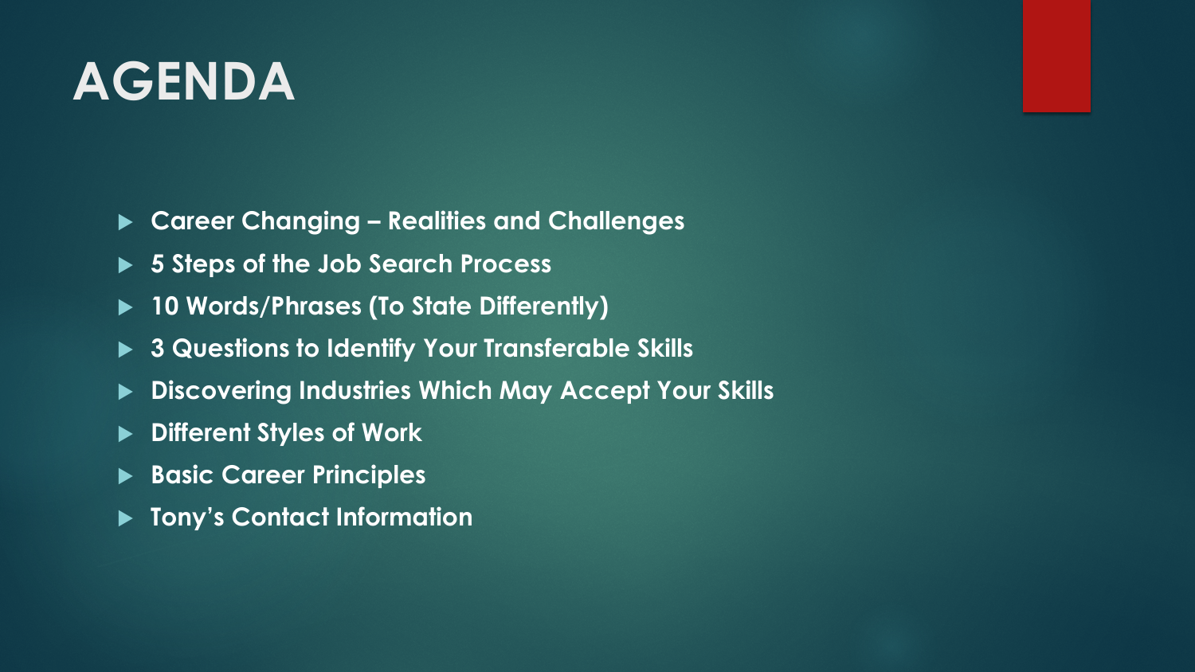# AGENDA

- **Career Changing – Realities and Challenges**
- **5 Steps of the Job Search Process**
- **10 Words/Phrases (To State Differently)**
- **3 Questions to Identify Your Transferable Skills**
- **Discovering Industries Which May Accept Your Skills**
- **Different Styles of Work**
- **Basic Career Principles**
- **Tony's Contact Information**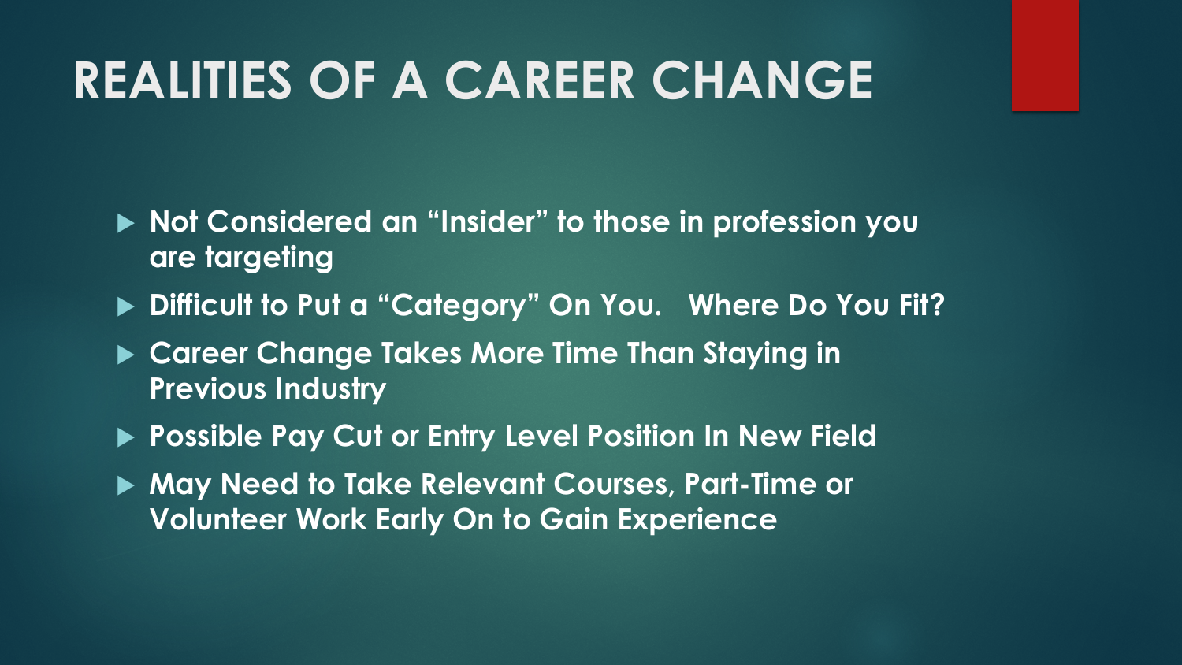# REALITIES OF A CAREER CHANGE

- **Not Considered an “Insider” to those in profession you are targeting**
- **Difficult to Put a “Category” On You. Where Do You Fit?**
- **Career Change Takes More Time Than Staying in Previous Industry**
- **Possible Pay Cut or Entry Level Position In New Field**
- **May Need to Take Relevant Courses, Part-Time or Volunteer Work Early On to Gain Experience**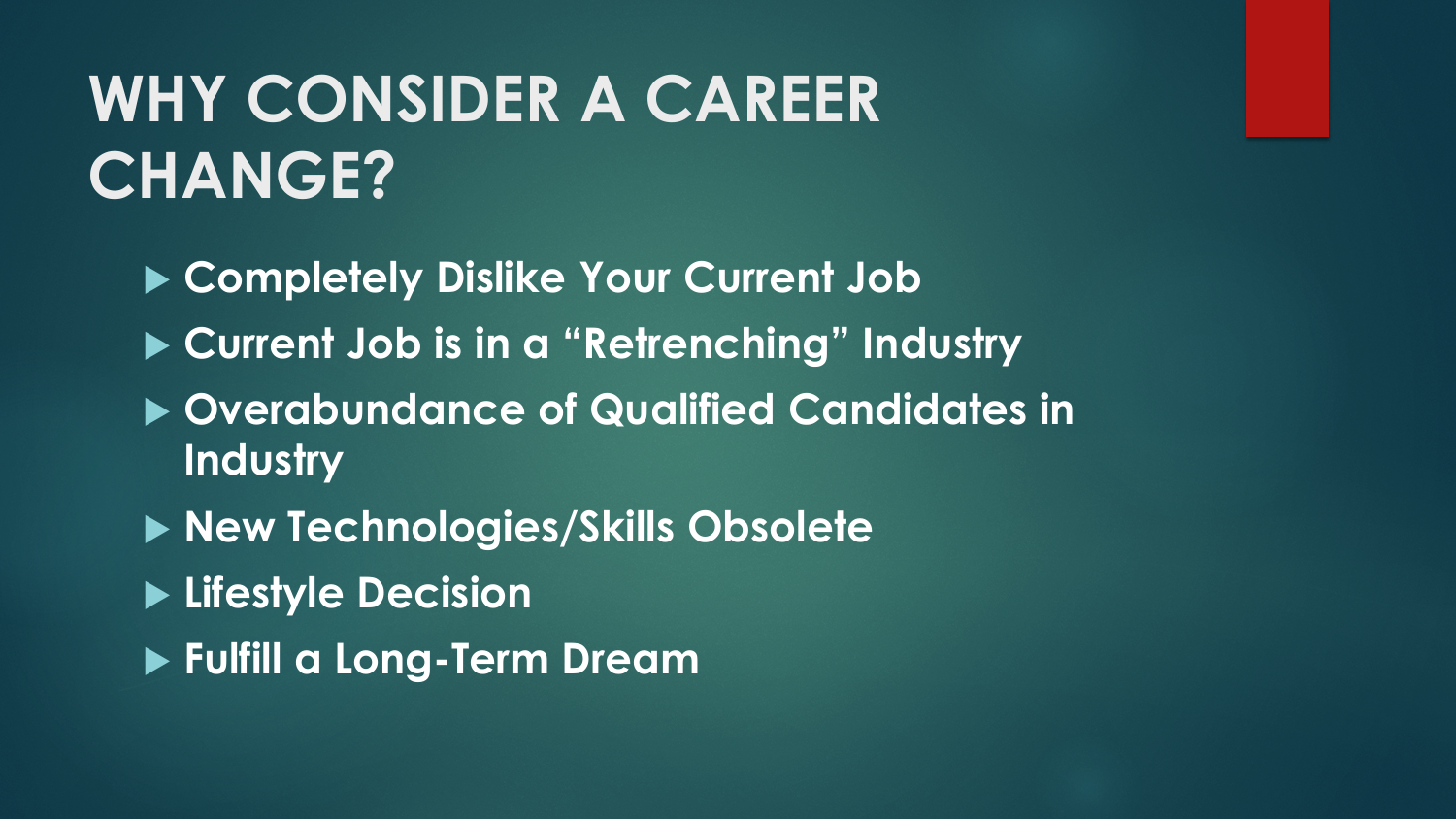# WHY CONSIDER A CAREER CHANGE?

- **Completely Dislike Your Current Job**
- **Current Job is in a "Retrenching" Industry**
- **Overabundance of Qualified Candidates in Industry**
- **New Technologies/Skills Obsolete**
- **Lifestyle Decision**
- **Fulfill a Long-Term Dream**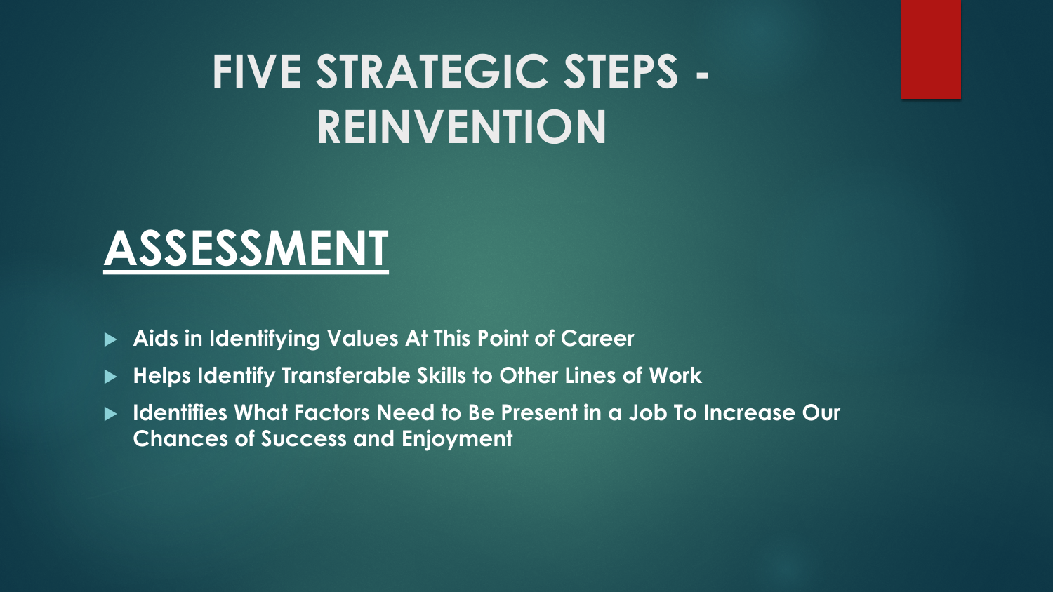# FIVE STRATEGIC STEPS - REINVENTION

## ASSESSMENT

- **Aids in Identifying Values At This Point of Career**
- **Helps Identify Transferable Skills to Other Lines of Work**
- **Identifies What Factors Need to Be Present in a Job To Increase Our Chances of Success and Enjoyment**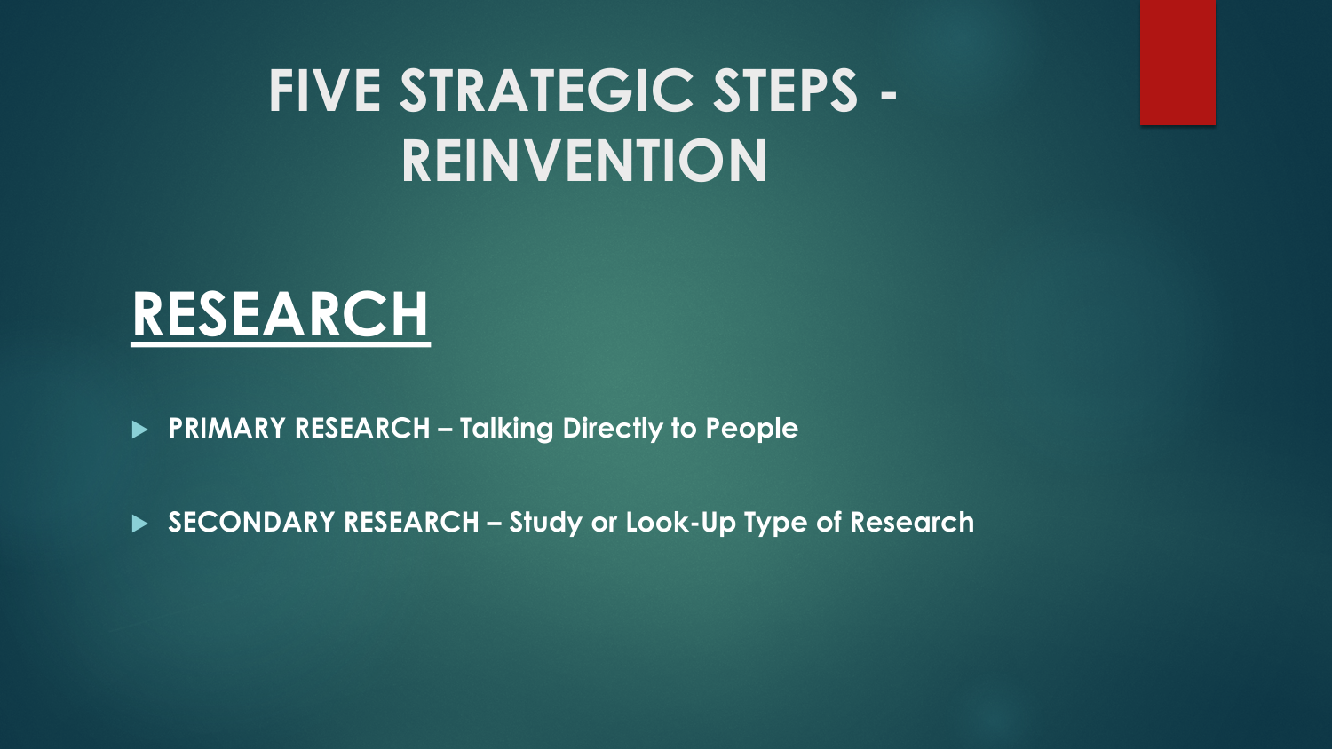# FIVE STRATEGIC STEPS - REINVENTION

## RESEARCH

- **PRIMARY RESEARCH – Talking Directly to People**
- **SECONDARY RESEARCH – Study or Look-Up Type of Research**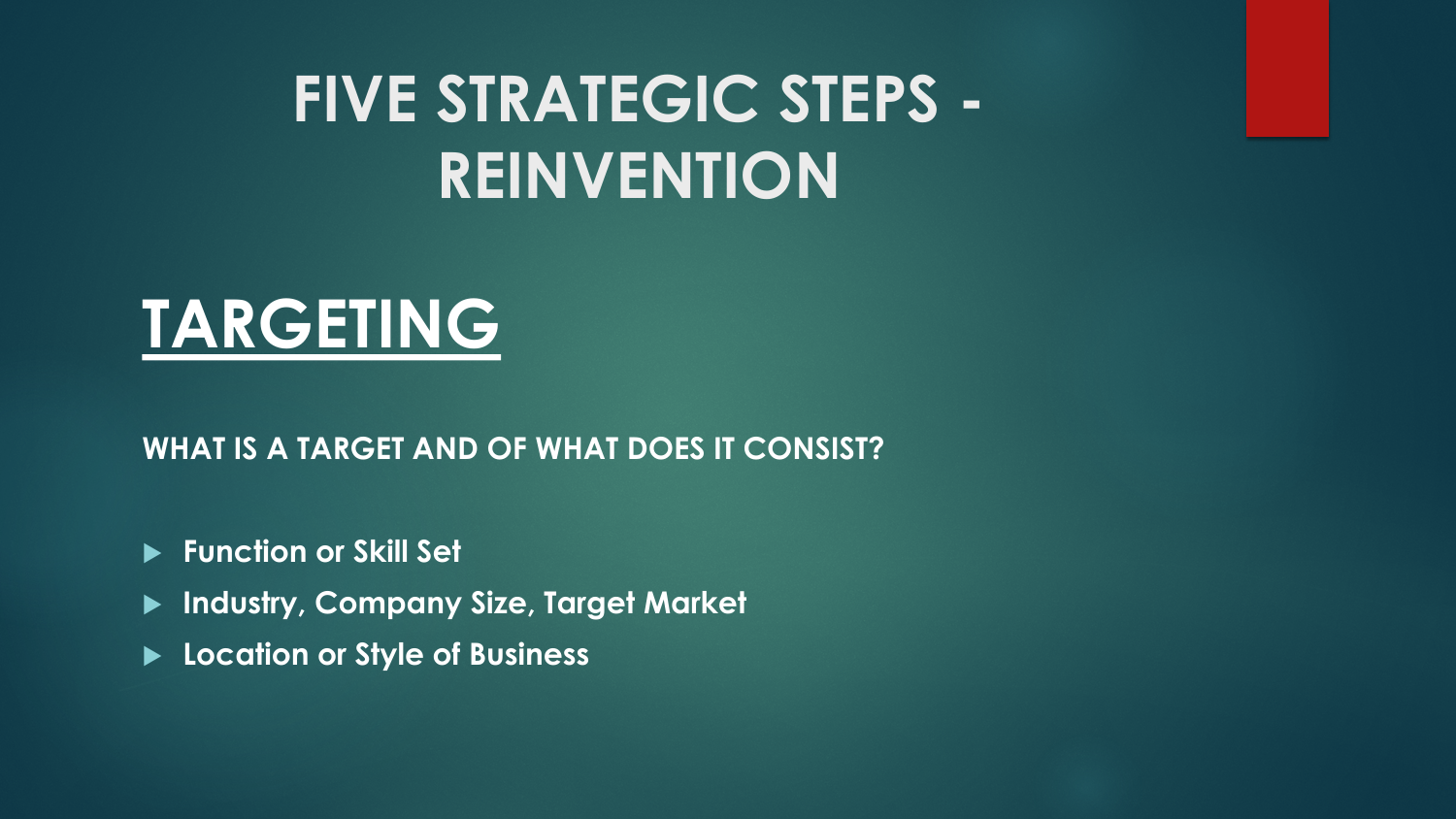# FIVE STRATEGIC STEPS - REINVENTION

## TARGETING

**WHAT IS A TARGET AND OF WHAT DOES IT CONSIST?**

- **Function or Skill Set**
- **Industry, Company Size, Target Market**
- **Location or Style of Business**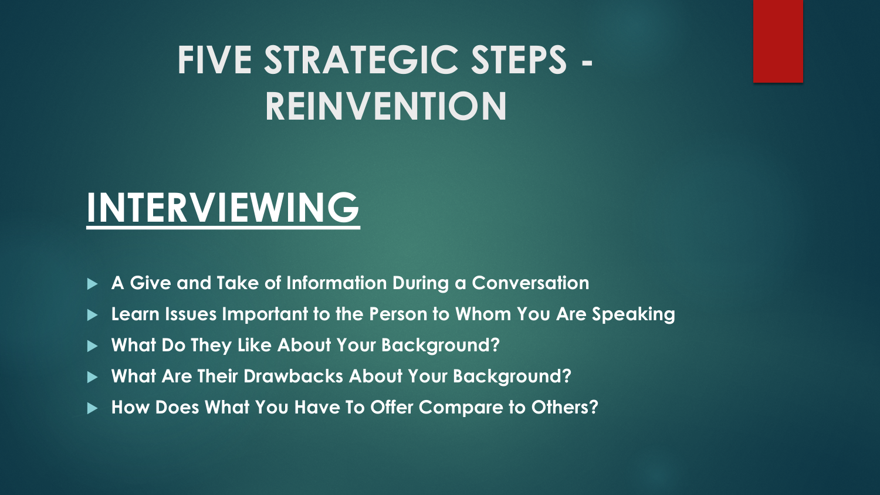# FIVE STRATEGIC STEPS - REINVENTION

## INTERVIEWING

- A Give and Take of Information During a Conversation
- Learn Issues Important to the Person to Whom You Are Speaking
- What Do They Like About Your Background?
- What Are Their Drawbacks About Your Background?
- How Does What You Have To Offer Compare to Others?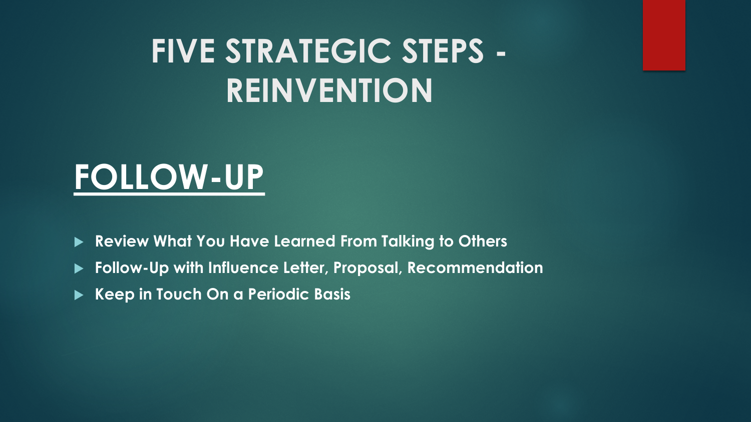# FIVE STRATEGIC STEPS - REINVENTION

## FOLLOW-UP

- **Review What You Have Learned From Talking to Others**
- **Follow-Up with Influence Letter, Proposal, Recommendation**
- **Keep in Touch On a Periodic Basis**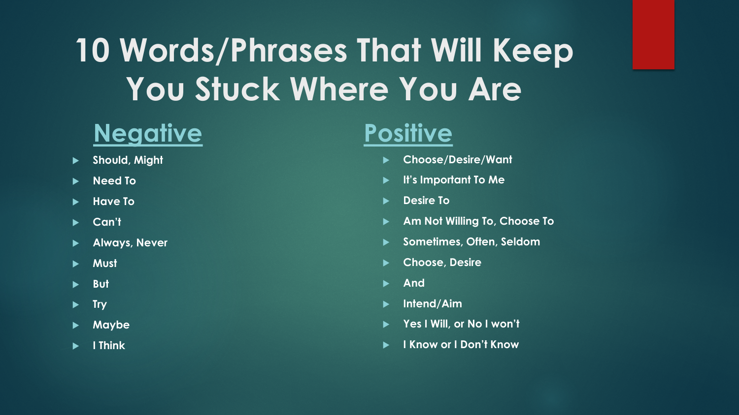# 10 Words/Phrases That Will Keep You Stuck Where You Are

## Negative

- Should, Might
- Need To
- Have To
- Can't
- Always, Never
- Must
- But
- Try
- Maybe
- I Think

## Positive

- Choose/Desire/Want
- It's Important To Me
- Desire To
- Am Not Willing To, Choose To
- Sometimes, Often, Seldom
- Choose, Desire
- And
- Intend/Aim
- Yes I Will, or No I won't
- I Know or I Don't Know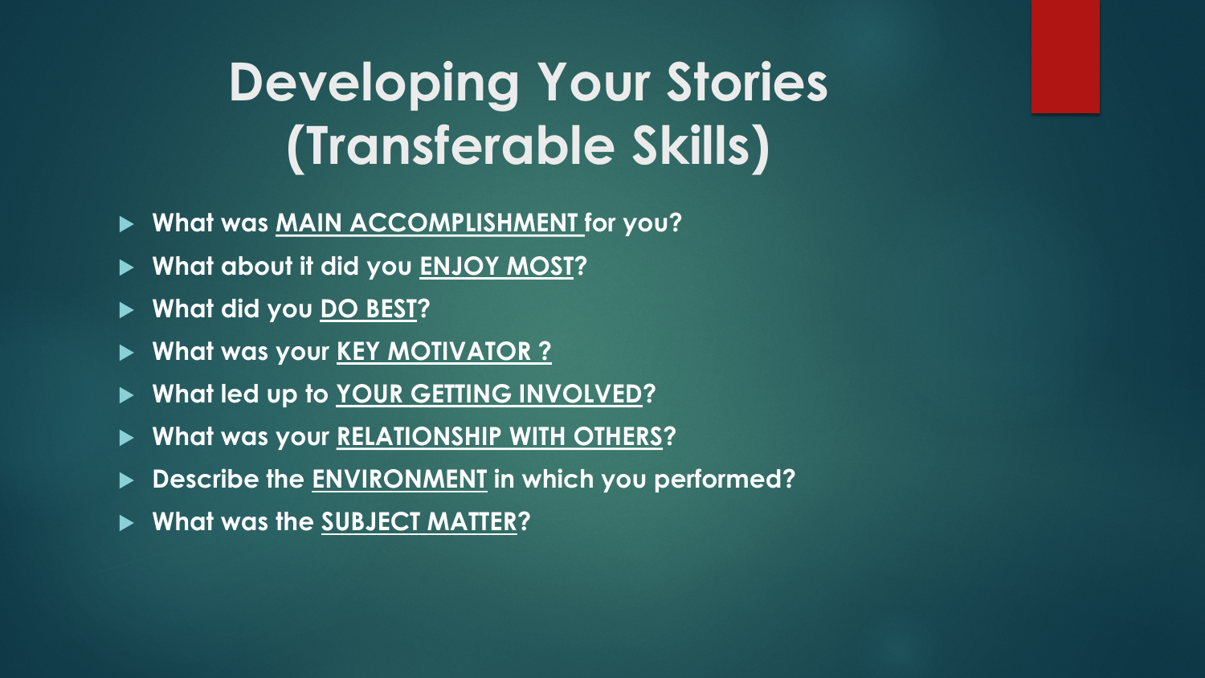# Developing Your Stories (Transferable Skills)

- **What was MAIN ACCOMPLISHMENT for you?**
- **What about it did you ENJOY MOST?**
- **What did you DO BEST?**
- **What was your KEY MOTIVATOR ?**
- **What led up to YOUR GETTING INVOLVED?**
- **What was your RELATIONSHIP WITH OTHERS?**
- **Describe the ENVIRONMENT in which you performed?**
- **What was the SUBJECT MATTER?**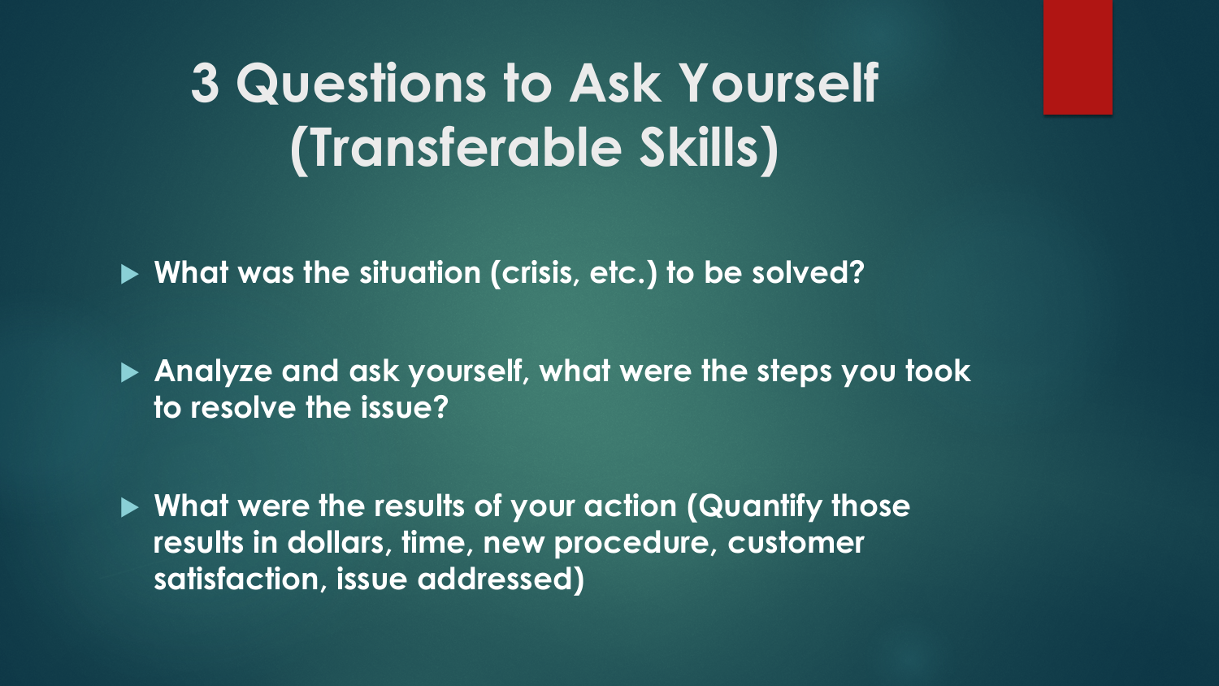# 3 Questions to Ask Yourself (Transferable Skills)

- **What was the situation (crisis, etc.) to be solved?**
- **Analyze and ask yourself, what were the steps you took to resolve the issue?**
- **What were the results of your action (Quantify those results in dollars, time, new procedure, customer satisfaction, issue addressed)**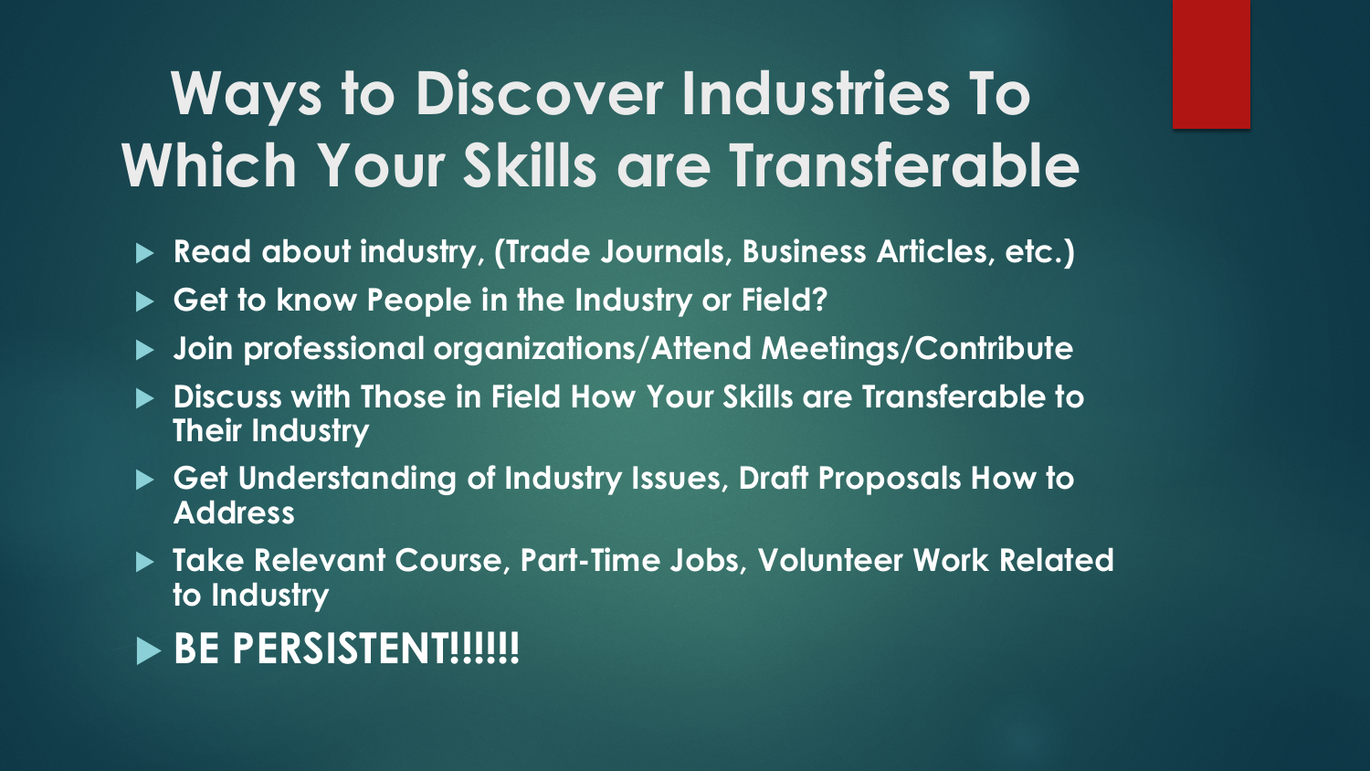# Ways to Discover Industries To Which Your Skills are Transferable

- **Read about industry, (Trade Journals, Business Articles, etc.)**
- **Get to know People in the Industry or Field?**
- **Join professional organizations/Attend Meetings/Contribute**
- **Discuss with Those in Field How Your Skills are Transferable to Their Industry**
- **Get Understanding of Industry Issues, Draft Proposals How to Address**
- **Take Relevant Course, Part-Time Jobs, Volunteer Work Related to Industry**
- **BE PERSISTENT!!!!!!**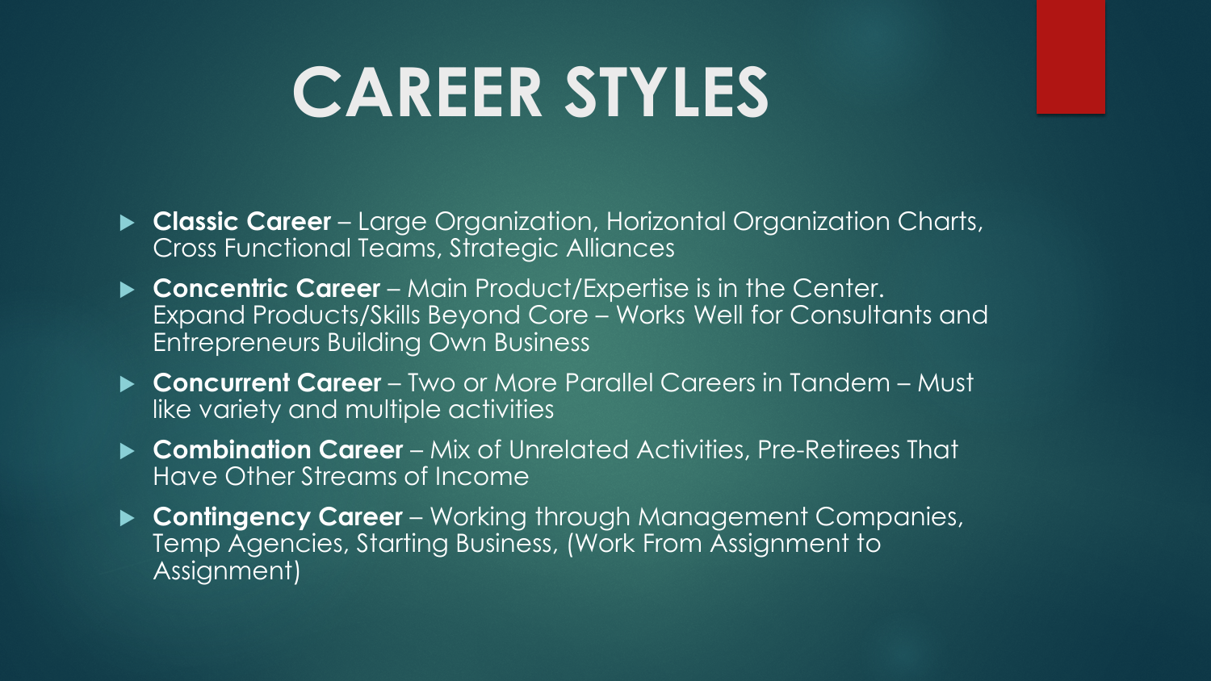# CAREER STYLES

- **Classic Career** – Large Organization, Horizontal Organization Charts, Cross Functional Teams, Strategic Alliances
- **Concentric Career** – Main Product/Expertise is in the Center. Expand Products/Skills Beyond Core – Works Well for Consultants and Entrepreneurs Building Own Business
- **Concurrent Career** – Two or More Parallel Careers in Tandem – Must like variety and multiple activities
- **Combination Career** – Mix of Unrelated Activities, Pre-Retirees That Have Other Streams of Income
- **Contingency Career** – Working through Management Companies, Temp Agencies, Starting Business, (Work From Assignment to Assignment)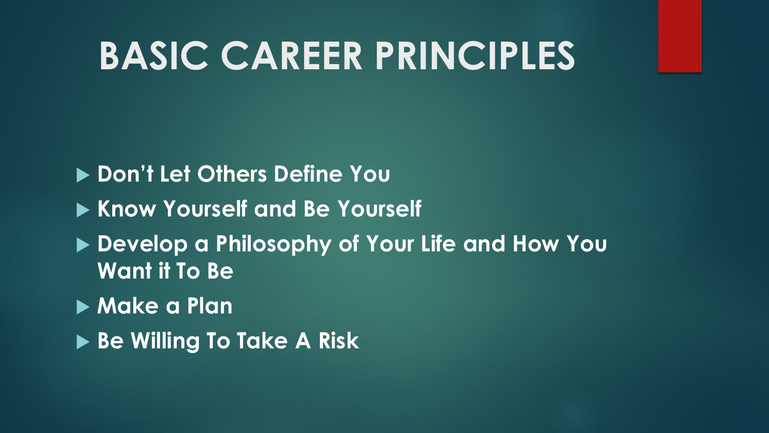# BASIC CAREER PRINCIPLES

- **Don't Let Others Define You**
- **Know Yourself and Be Yourself**
- **Develop a Philosophy of Your Life and How You Want it To Be**
- **Make a Plan**
- **Be Willing To Take A Risk**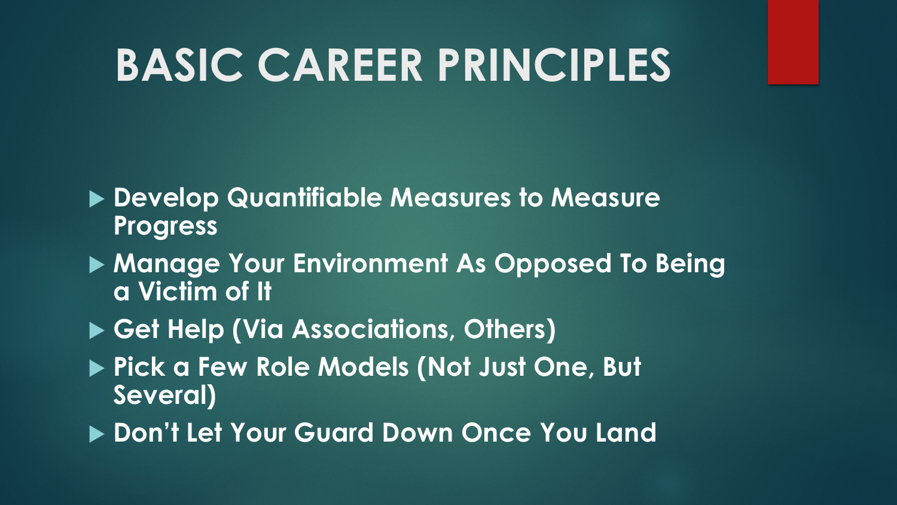# BASIC CAREER PRINCIPLES

- **Develop Quantifiable Measures to Measure Progress**
- **Manage Your Environment As Opposed To Being a Victim of It**
- **Get Help (Via Associations, Others)**
- **Pick a Few Role Models (Not Just One, But Several)**
- **Don't Let Your Guard Down Once You Land**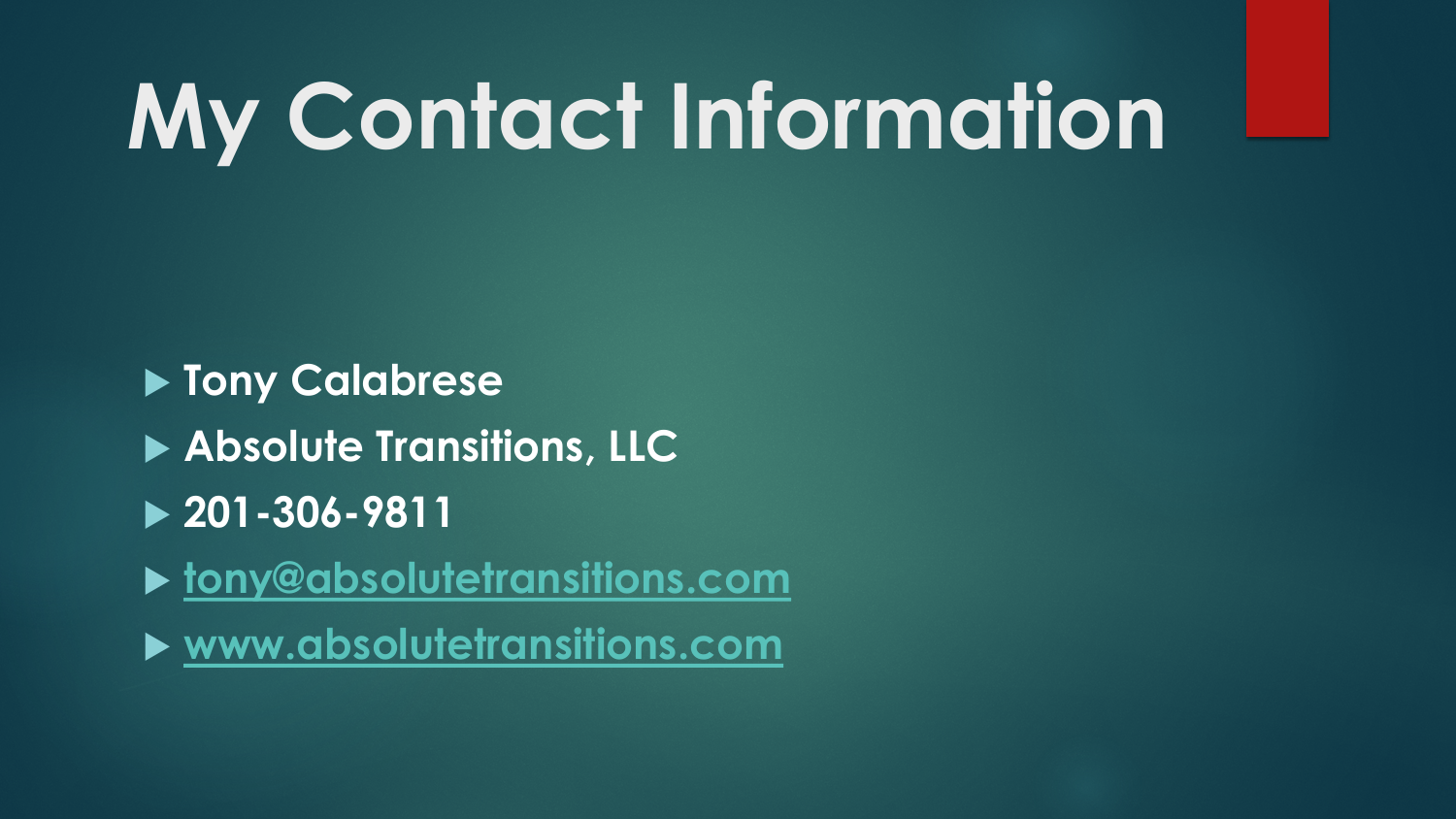# My Contact Information

- **Tony Calabrese**
- **Absolute Transitions, LLC**
- **201-306-9811**
- **tony@absolutetransitions.com**
- **www.absolutetransitions.com**